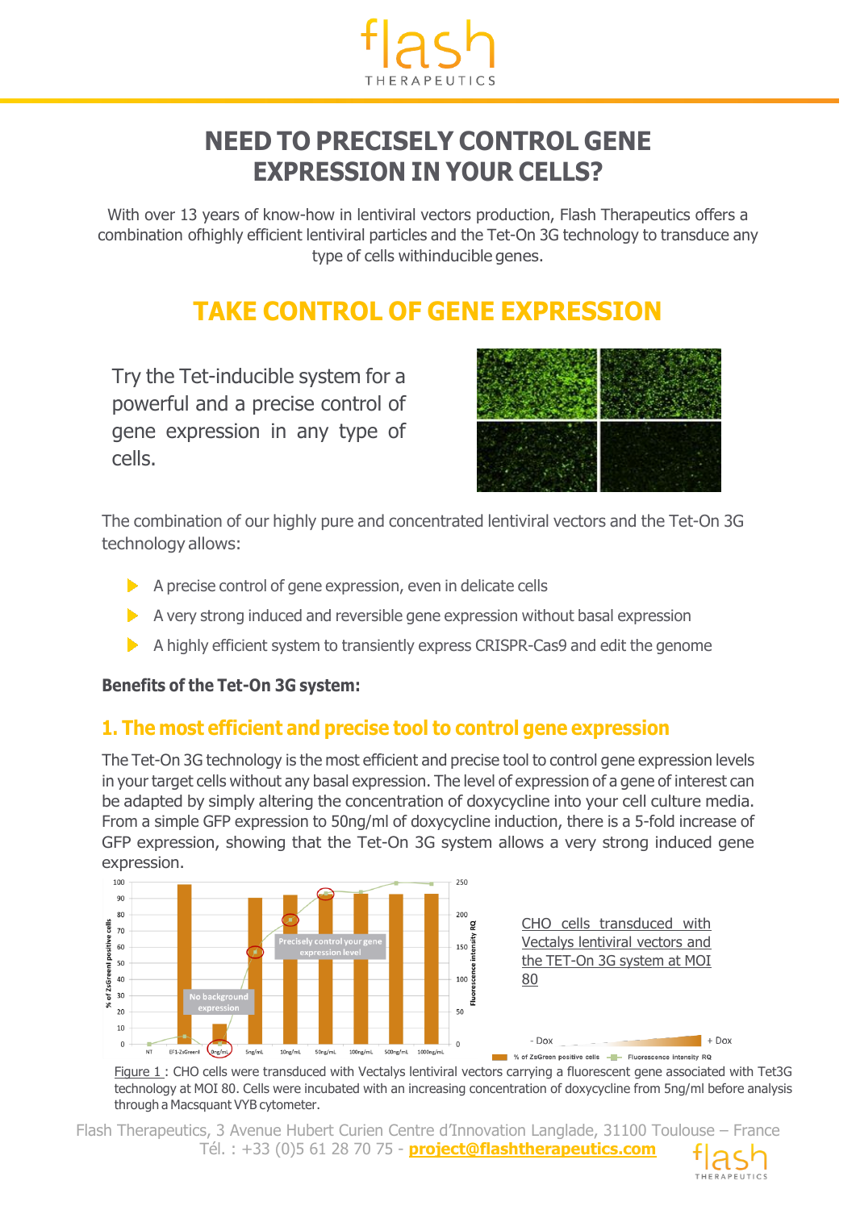# NEED TO PRECISELY CONTROL GENE EXPRESSION IN YOUR CELLS?

With over 13 years of know-how in lentiviral vectors production, Flash Therapeutics offers a combination ofhighly efficient lentiviral particles and the Tet-On 3G technology to transduce any type of cells withinducible genes.

## TAKE CONTROL OF GENE EXPRESSION

Try the Tet-inducible system for a powerful and a precise control of gene expression in any type of cells.

The combination of our highly pure and concentrated lentiviral vectors and the Tet-On 3G technology allows:

- A precise control of gene expression, even in delicate cells
- A very strong induced and reversible gene expression without basal expression
- A highly efficient system to transiently express CRISPR-Cas9 and edit the genome

**Benefits of the Tet-On 3G system:**

### 1. The most efficient and precise tool to control gene expression

The Tet-On 3G technology is the most efficient and precise tool to control gene expression levels in your target cells without any basal expression. The level of expression of a gene of interest can be adapted by simply altering the concentration of doxycycline into your cell culture media. From a simple GFP expression to 50ng/ml of doxycycline induction, there is a 5-fold increase of GFP expression, showing that the Tet-On 3G system allows a very strong induced gene expression.

CHO cells transduced with Vectalys lentiviral vectors and the TET-On 3G system at MOI 80

Figure 1 : CHO cells were transduced with Vectalys lentiviral vectors carrying a fluorescent gene associated with Tet3G technology at MOI 80. Cells were incubated with an increasing concentration of doxycycline from 5ng/ml before analysis through a Macsquant VYB cytometer.

Flash Therapeutics, 3 Avenue Hubert Curien Centre d'Innovation Langlade, 31100 Toulouse – France
Tél. : +33 (0)5 61 28 70 75 - **project@flashtherapeutics.com**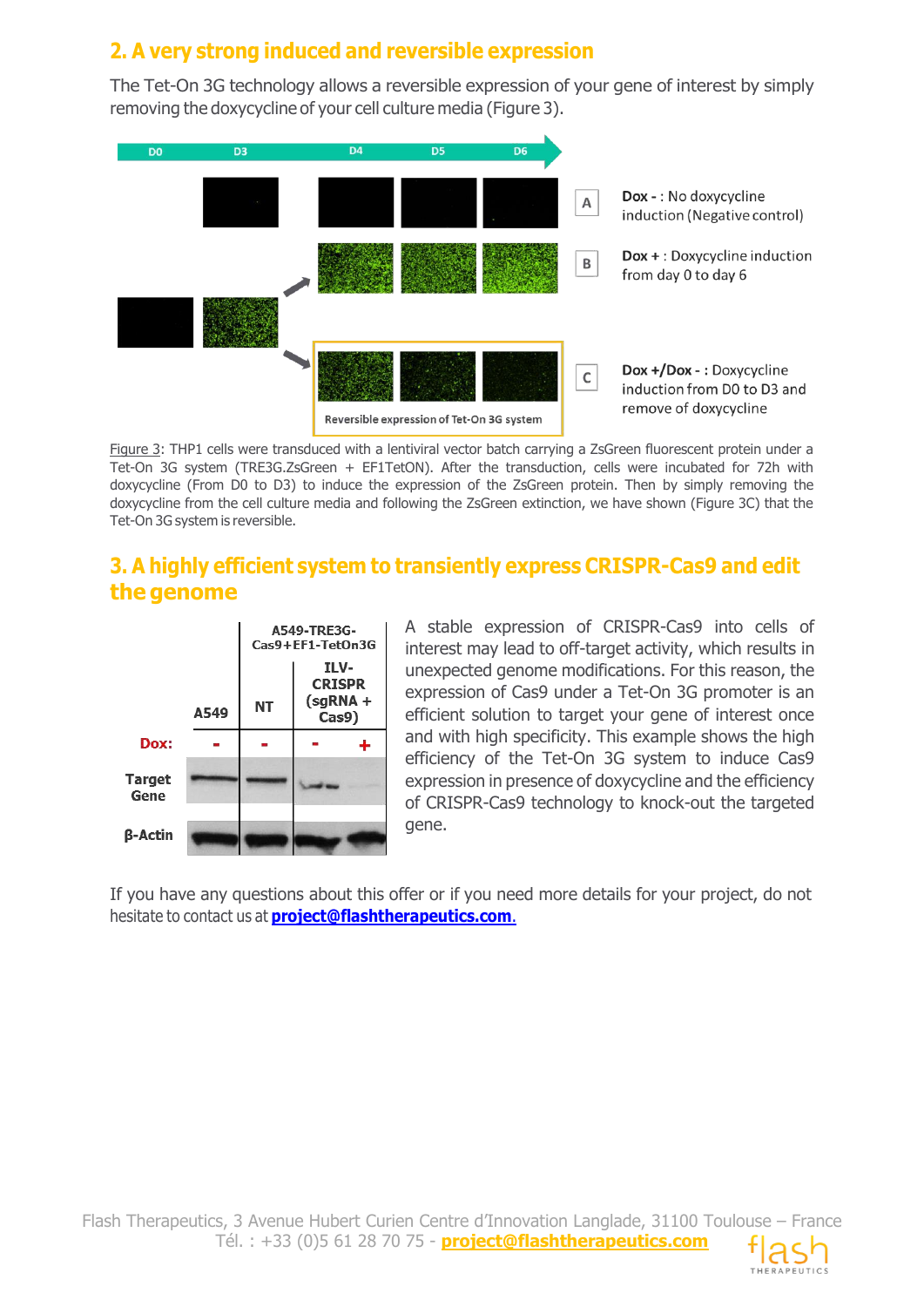## 2. A very strong induced and reversible expression

The Tet-On 3G technology allows a reversible expression of your gene of interest by simply removing the doxycycline of your cell culture media (Figure 3).

D0
D3
D4
D5
D6

A — **Dox -** : No doxycycline induction (Negative control)

B — **Dox +** : Doxycycline induction from day 0 to day 6

C — **Dox +/Dox -** : Doxycycline induction from D0 to D3 and remove of doxycycline

Reversible expression of Tet-On 3G system

Figure 3: THP1 cells were transduced with a lentiviral vector batch carrying a ZsGreen fluorescent protein under a Tet-On 3G system (TRE3G.ZsGreen + EF1TetON). After the transduction, cells were incubated for 72h with doxycycline (From D0 to D3) to induce the expression of the ZsGreen protein. Then by simply removing the doxycycline from the cell culture media and following the ZsGreen extinction, we have shown (Figure 3C) that the Tet-On 3G system is reversible.

## 3. A highly efficient system to transiently express CRISPR-Cas9 and edit the genome

A549
A549-TRE3G-Cas9+EF1-TetOn3G
NT
ILV-CRISPR (sgRNA + Cas9)
Dox: - - - +
Target Gene
β-Actin

A stable expression of CRISPR-Cas9 into cells of interest may lead to off-target activity, which results in unexpected genome modifications. For this reason, the expression of Cas9 under a Tet-On 3G promoter is an efficient solution to target your gene of interest once and with high specificity. This example shows the high efficiency of the Tet-On 3G system to induce Cas9 expression in presence of doxycycline and the efficiency of CRISPR-Cas9 technology to knock-out the targeted gene.

If you have any questions about this offer or if you need more details for your project, do not hesitate to contact us at **project@flashtherapeutics.com**.

Flash Therapeutics, 3 Avenue Hubert Curien Centre d'Innovation Langlade, 31100 Toulouse – France
Tél. : +33 (0)5 61 28 70 75 - **project@flashtherapeutics.com**